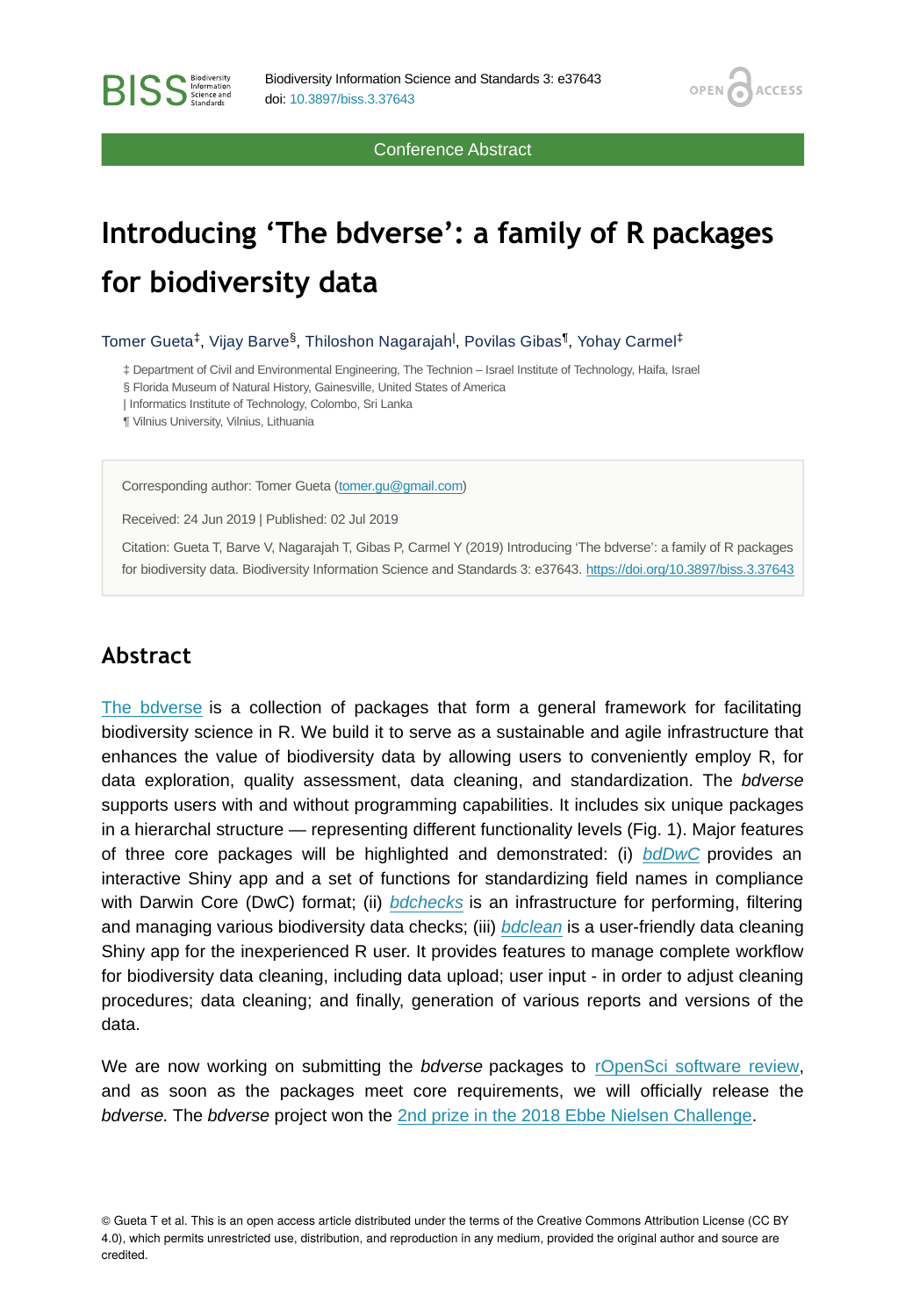Conference Abstract

# Introducing 'The bdverse': a family of R packages for biodiversity data

Tomer Gueta[‡], Vijay Barve[§], Thiloshon Nagarajah[|], Povilas Gibas[¶], Yohay Carmel[‡]

‡ Department of Civil and Environmental Engineering, The Technion – Israel Institute of Technology, Haifa, Israel
§ Florida Museum of Natural History, Gainesville, United States of America
| Informatics Institute of Technology, Colombo, Sri Lanka
¶ Vilnius University, Vilnius, Lithuania

Corresponding author: Tomer Gueta (tomer.gu@gmail.com)

Received: 24 Jun 2019 | Published: 02 Jul 2019

Citation: Gueta T, Barve V, Nagarajah T, Gibas P, Carmel Y (2019) Introducing 'The bdverse': a family of R packages for biodiversity data. Biodiversity Information Science and Standards 3: e37643. https://doi.org/10.3897/biss.3.37643

## Abstract

The bdverse is a collection of packages that form a general framework for facilitating biodiversity science in R. We build it to serve as a sustainable and agile infrastructure that enhances the value of biodiversity data by allowing users to conveniently employ R, for data exploration, quality assessment, data cleaning, and standardization. The *bdverse* supports users with and without programming capabilities. It includes six unique packages in a hierarchal structure — representing different functionality levels (Fig. 1). Major features of three core packages will be highlighted and demonstrated: (i) *bdDwC* provides an interactive Shiny app and a set of functions for standardizing field names in compliance with Darwin Core (DwC) format; (ii) *bdchecks* is an infrastructure for performing, filtering and managing various biodiversity data checks; (iii) *bdclean* is a user-friendly data cleaning Shiny app for the inexperienced R user. It provides features to manage complete workflow for biodiversity data cleaning, including data upload; user input - in order to adjust cleaning procedures; data cleaning; and finally, generation of various reports and versions of the data.

We are now working on submitting the *bdverse* packages to rOpenSci software review, and as soon as the packages meet core requirements, we will officially release the *bdverse*. The *bdverse* project won the 2nd prize in the 2018 Ebbe Nielsen Challenge.

© Gueta T et al. This is an open access article distributed under the terms of the Creative Commons Attribution License (CC BY 4.0), which permits unrestricted use, distribution, and reproduction in any medium, provided the original author and source are credited.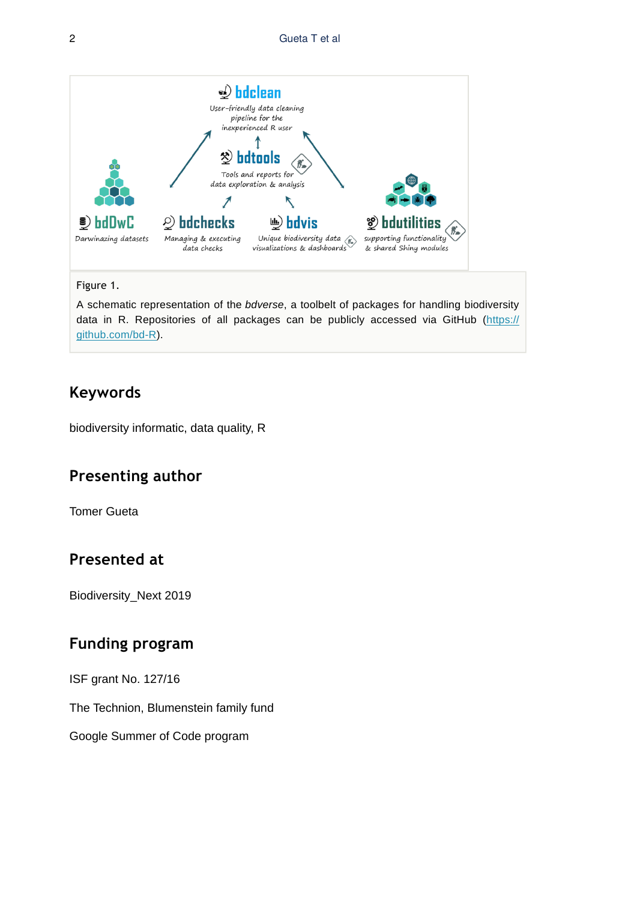bdclean
User-friendly data cleaning pipeline for the inexperienced R user

bdtools
Tools and reports for data exploration & analysis

bdDwC
Darwinazing datasets

bdchecks
Managing & executing data checks

bdvis
Unique biodiversity data visualizations & dashboards

bdutilities
supporting functionality & shared Shiny modules

Figure 1.

A schematic representation of the *bdverse*, a toolbelt of packages for handling biodiversity data in R. Repositories of all packages can be publicly accessed via GitHub (https://github.com/bd-R).

## Keywords

biodiversity informatic, data quality, R

## Presenting author

Tomer Gueta

## Presented at

Biodiversity_Next 2019

## Funding program

ISF grant No. 127/16

The Technion, Blumenstein family fund

Google Summer of Code program